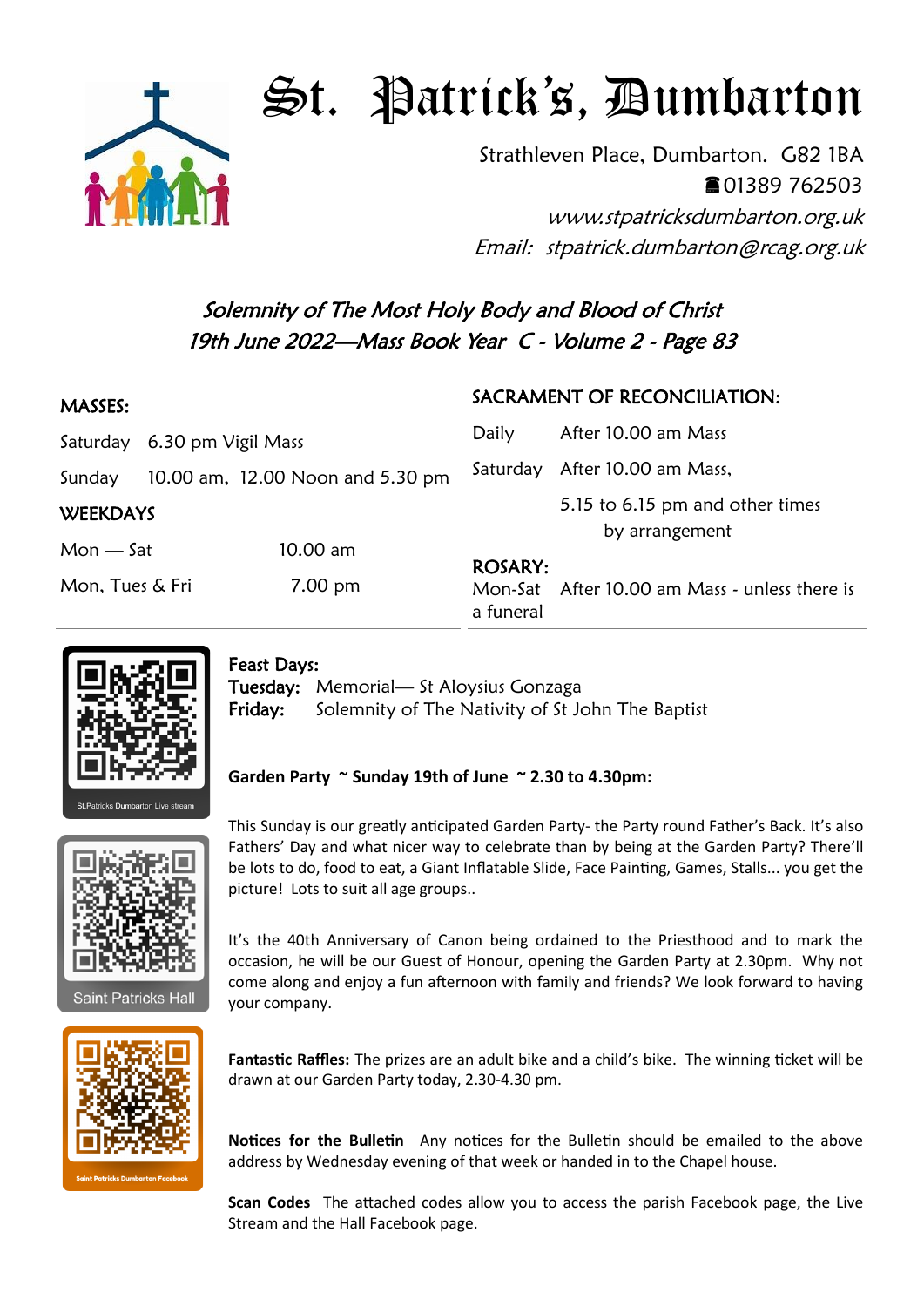# St. Patrick's, Dumbarton

Strathleven Place, Dumbarton. G82 1BA
☎01389 762503
*www.stpatricksdumbarton.org.uk*
*Email: stpatrick.dumbarton@rcag.org.uk*

## *Solemnity of The Most Holy Body and Blood of Christ*
## *19th June 2022—Mass Book Year C - Volume 2 - Page 83*

**MASSES:**

| | |
|---|---|
| Saturday | 6.30 pm Vigil Mass |
| Sunday | 10.00 am, 12.00 Noon and 5.30 pm |

**WEEKDAYS**

| | |
|---|---|
| Mon — Sat | 10.00 am |
| Mon, Tues & Fri | 7.00 pm |

**SACRAMENT OF RECONCILIATION:**

| | |
|---|---|
| Daily | After 10.00 am Mass |
| Saturday | After 10.00 am Mass, 5.15 to 6.15 pm and other times by arrangement |

**ROSARY:**
Mon-Sat After 10.00 am Mass - unless there is a funeral

St.Patricks Dumbarton Live stream

Saint Patricks Hall

Saint Patricks Dumbarton Facebook

**Feast Days:**
**Tuesday:** Memorial— St Aloysius Gonzaga
**Friday:** Solemnity of The Nativity of St John The Baptist

**Garden Party ~ Sunday 19th of June ~ 2.30 to 4.30pm:**

This Sunday is our greatly anticipated Garden Party- the Party round Father's Back. It's also Fathers' Day and what nicer way to celebrate than by being at the Garden Party? There'll be lots to do, food to eat, a Giant Inflatable Slide, Face Painting, Games, Stalls... you get the picture! Lots to suit all age groups..

It's the 40th Anniversary of Canon being ordained to the Priesthood and to mark the occasion, he will be our Guest of Honour, opening the Garden Party at 2.30pm. Why not come along and enjoy a fun afternoon with family and friends? We look forward to having your company.

**Fantastic Raffles:** The prizes are an adult bike and a child's bike. The winning ticket will be drawn at our Garden Party today, 2.30-4.30 pm.

**Notices for the Bulletin** Any notices for the Bulletin should be emailed to the above address by Wednesday evening of that week or handed in to the Chapel house.

**Scan Codes** The attached codes allow you to access the parish Facebook page, the Live Stream and the Hall Facebook page.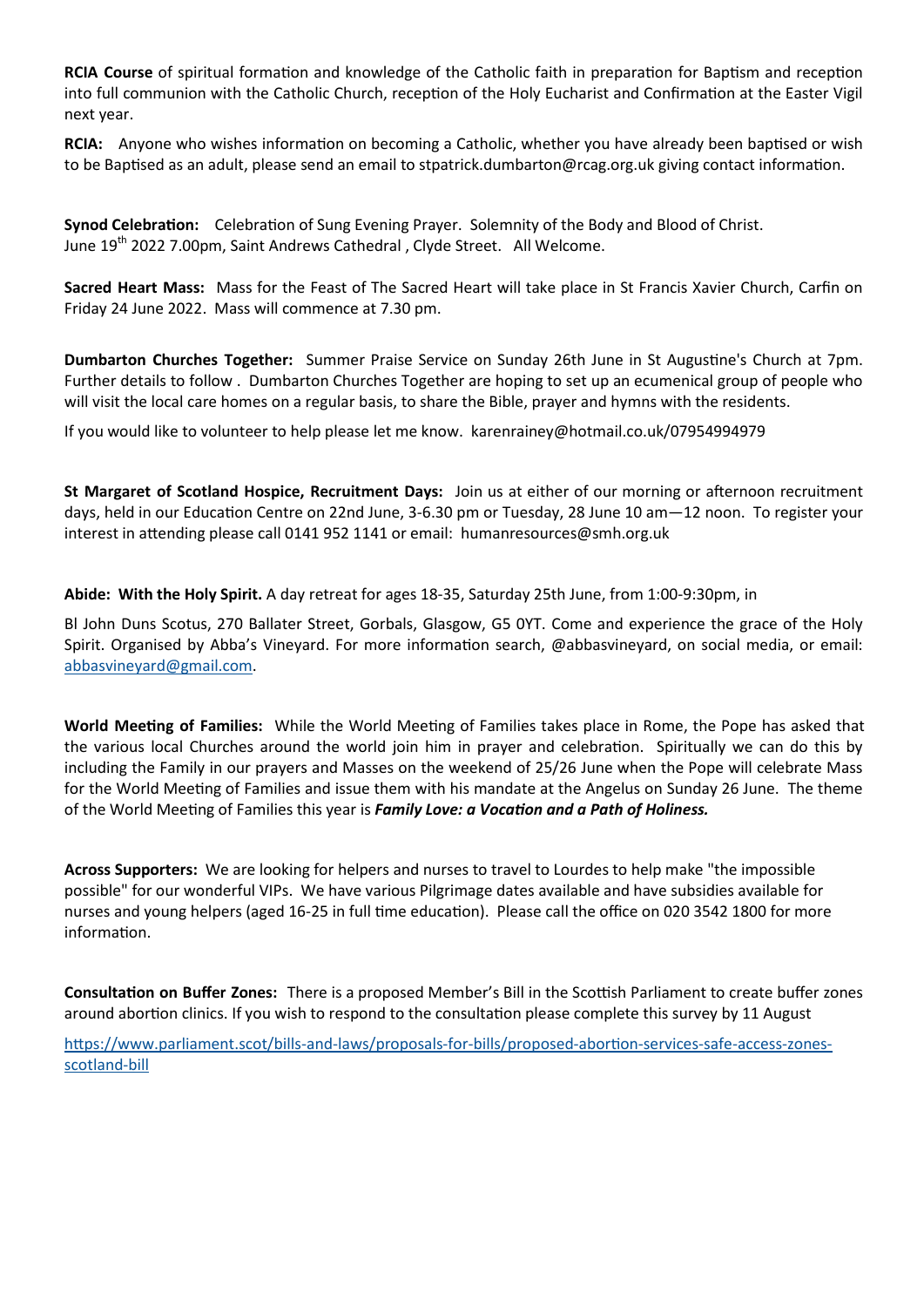**RCIA Course** of spiritual formation and knowledge of the Catholic faith in preparation for Baptism and reception into full communion with the Catholic Church, reception of the Holy Eucharist and Confirmation at the Easter Vigil next year.

**RCIA:** Anyone who wishes information on becoming a Catholic, whether you have already been baptised or wish to be Baptised as an adult, please send an email to stpatrick.dumbarton@rcag.org.uk giving contact information.

**Synod Celebration:** Celebration of Sung Evening Prayer. Solemnity of the Body and Blood of Christ. June 19th 2022 7.00pm, Saint Andrews Cathedral , Clyde Street. All Welcome.

**Sacred Heart Mass:** Mass for the Feast of The Sacred Heart will take place in St Francis Xavier Church, Carfin on Friday 24 June 2022. Mass will commence at 7.30 pm.

**Dumbarton Churches Together:** Summer Praise Service on Sunday 26th June in St Augustine's Church at 7pm. Further details to follow . Dumbarton Churches Together are hoping to set up an ecumenical group of people who will visit the local care homes on a regular basis, to share the Bible, prayer and hymns with the residents.

If you would like to volunteer to help please let me know. karenrainey@hotmail.co.uk/07954994979

**St Margaret of Scotland Hospice, Recruitment Days:** Join us at either of our morning or afternoon recruitment days, held in our Education Centre on 22nd June, 3-6.30 pm or Tuesday, 28 June 10 am—12 noon. To register your interest in attending please call 0141 952 1141 or email: humanresources@smh.org.uk

**Abide: With the Holy Spirit.** A day retreat for ages 18-35, Saturday 25th June, from 1:00-9:30pm, in

Bl John Duns Scotus, 270 Ballater Street, Gorbals, Glasgow, G5 0YT. Come and experience the grace of the Holy Spirit. Organised by Abba's Vineyard. For more information search, @abbasvineyard, on social media, or email: abbasvineyard@gmail.com.

**World Meeting of Families:** While the World Meeting of Families takes place in Rome, the Pope has asked that the various local Churches around the world join him in prayer and celebration. Spiritually we can do this by including the Family in our prayers and Masses on the weekend of 25/26 June when the Pope will celebrate Mass for the World Meeting of Families and issue them with his mandate at the Angelus on Sunday 26 June. The theme of the World Meeting of Families this year is ***Family Love: a Vocation and a Path of Holiness.***

**Across Supporters:** We are looking for helpers and nurses to travel to Lourdes to help make "the impossible possible" for our wonderful VIPs. We have various Pilgrimage dates available and have subsidies available for nurses and young helpers (aged 16-25 in full time education). Please call the office on 020 3542 1800 for more information.

**Consultation on Buffer Zones:** There is a proposed Member's Bill in the Scottish Parliament to create buffer zones around abortion clinics. If you wish to respond to the consultation please complete this survey by 11 August

https://www.parliament.scot/bills-and-laws/proposals-for-bills/proposed-abortion-services-safe-access-zones-scotland-bill